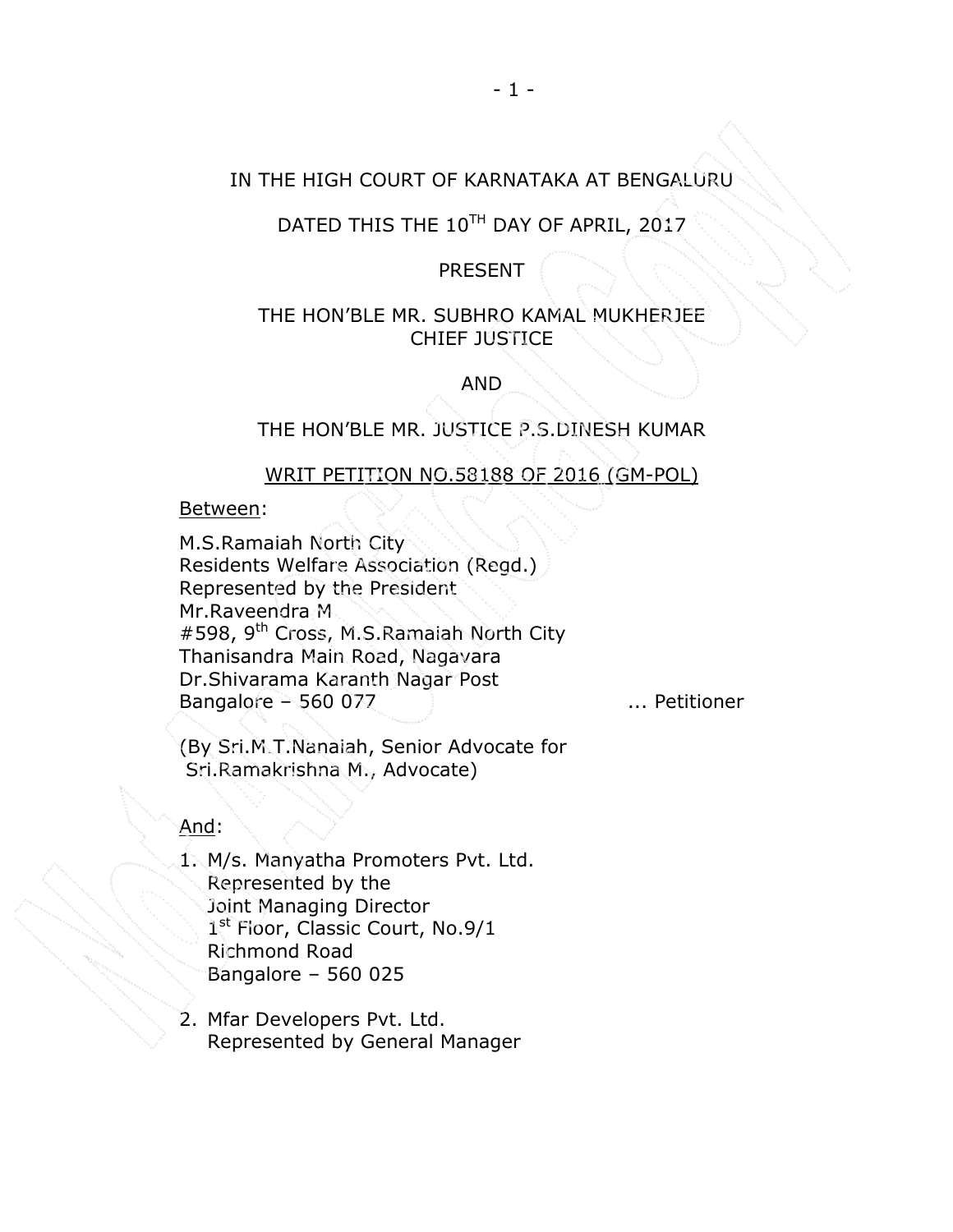IN THE HIGH COURT OF KARNATAKA AT BENGALURU

DATED THIS THE 10TH DAY OF APRIL, 2017

PRESENT

THE HON'BLE MR. SUBHRO KAMAL MUKHERJEE
CHIEF JUSTICE

AND

THE HON'BLE MR. JUSTICE P.S.DINESH KUMAR

WRIT PETITION NO.58188 OF 2016 (GM-POL)

Between:

M.S.Ramaiah North City
Residents Welfare Association (Regd.)
Represented by the President
Mr.Raveendra M
#598, 9th Cross, M.S.Ramaiah North City
Thanisandra Main Road, Nagavara
Dr.Shivarama Karanth Nagar Post
Bangalore – 560 077 ... Petitioner

(By Sri.M.T.Nanaiah, Senior Advocate for
Sri.Ramakrishna M., Advocate)

And:

1. M/s. Manyatha Promoters Pvt. Ltd.
   Represented by the
   Joint Managing Director
   1st Floor, Classic Court, No.9/1
   Richmond Road
   Bangalore – 560 025

2. Mfar Developers Pvt. Ltd.
   Represented by General Manager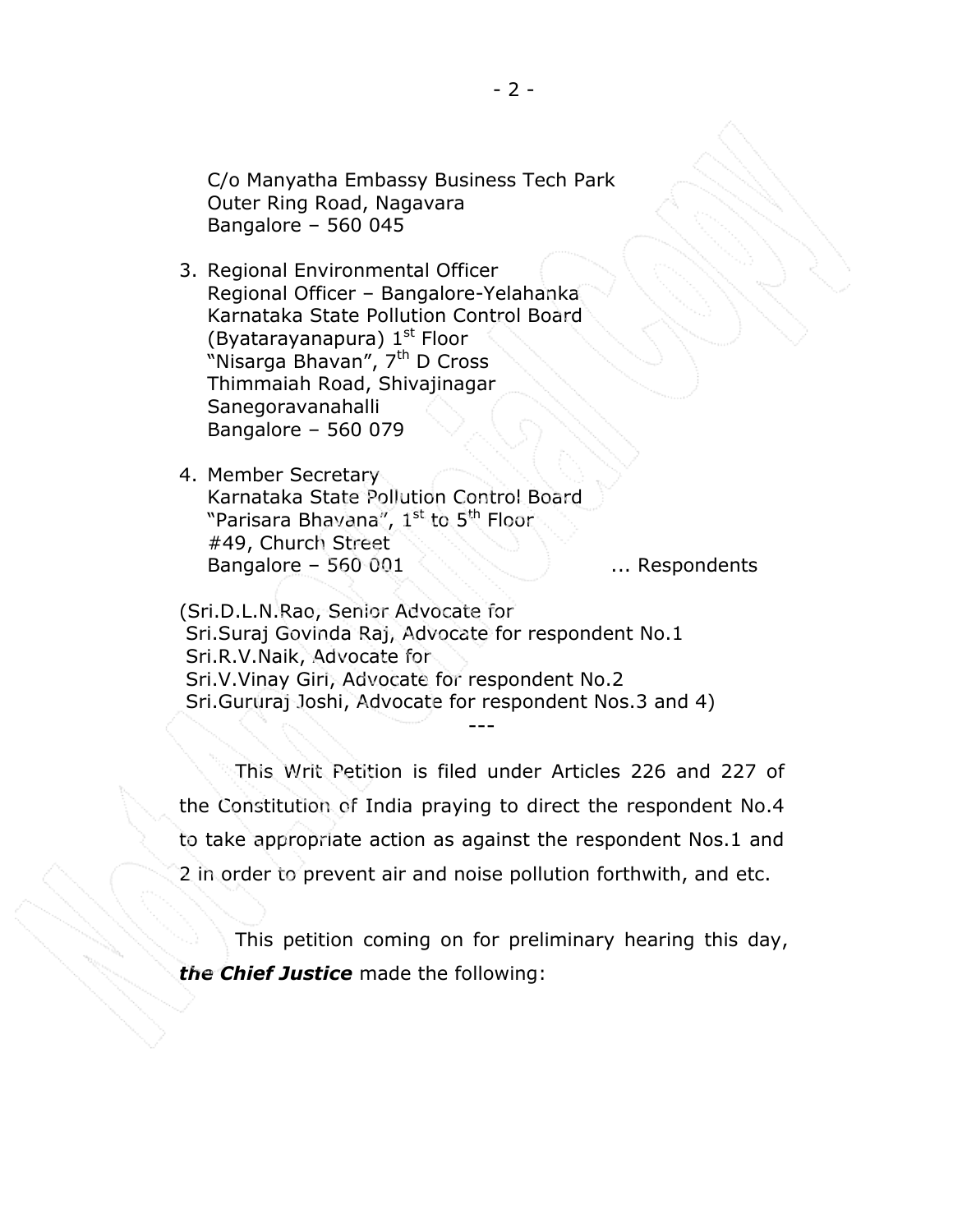C/o Manyatha Embassy Business Tech Park
Outer Ring Road, Nagavara
Bangalore – 560 045

3. Regional Environmental Officer
   Regional Officer – Bangalore-Yelahanka
   Karnataka State Pollution Control Board
   (Byatarayanapura) 1st Floor
   "Nisarga Bhavan", 7th D Cross
   Thimmaiah Road, Shivajinagar
   Sanegoravanahalli
   Bangalore – 560 079

4. Member Secretary
   Karnataka State Pollution Control Board
   "Parisara Bhavana", 1st to 5th Floor
   #49, Church Street
   Bangalore – 560 001 ... Respondents

(Sri.D.L.N.Rao, Senior Advocate for
Sri.Suraj Govinda Raj, Advocate for respondent No.1
Sri.R.V.Naik, Advocate for
Sri.V.Vinay Giri, Advocate for respondent No.2
Sri.Gururaj Joshi, Advocate for respondent Nos.3 and 4)

---

This Writ Petition is filed under Articles 226 and 227 of the Constitution of India praying to direct the respondent No.4 to take appropriate action as against the respondent Nos.1 and 2 in order to prevent air and noise pollution forthwith, and etc.

This petition coming on for preliminary hearing this day, ***the Chief Justice*** made the following: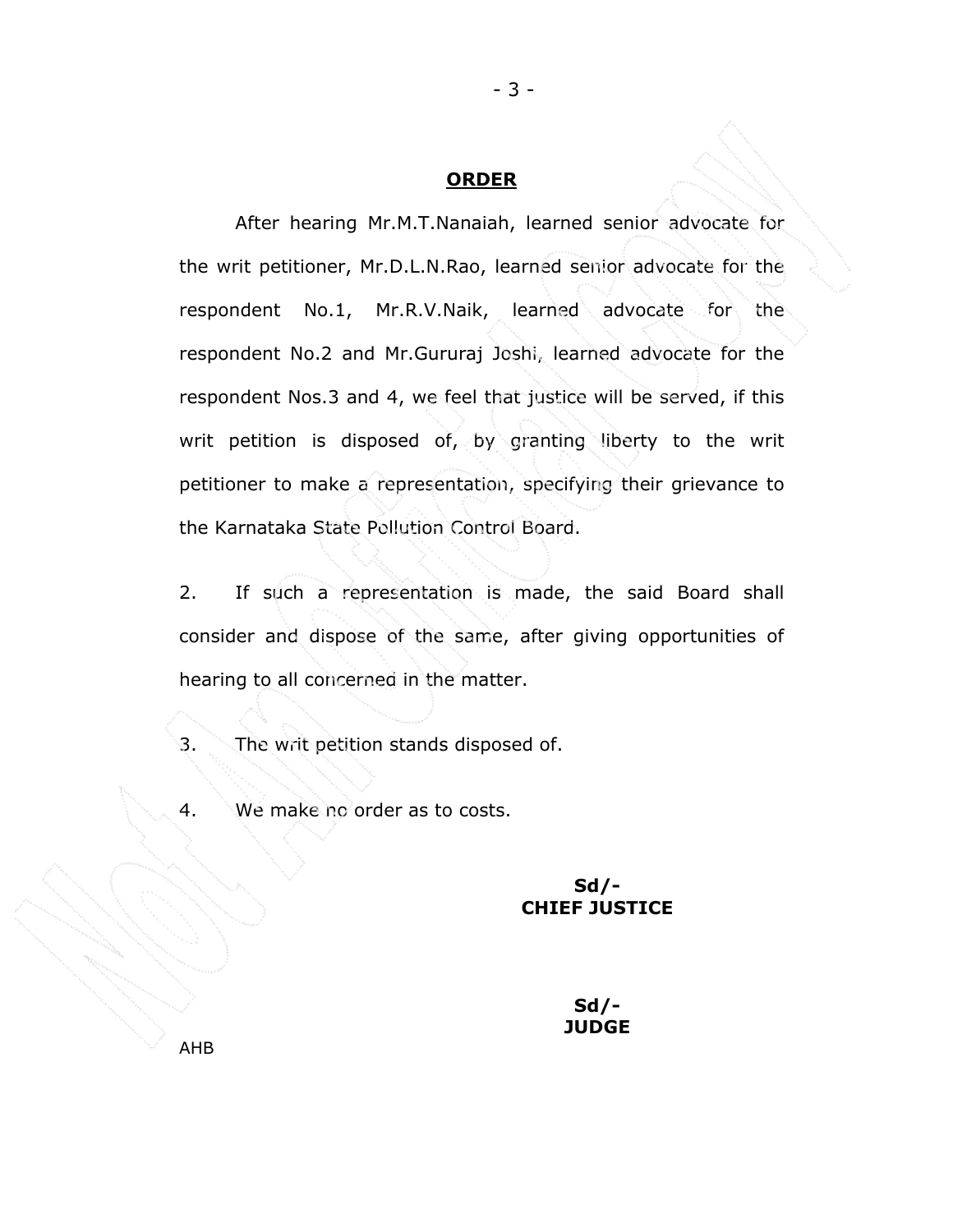**ORDER**

After hearing Mr.M.T.Nanaiah, learned senior advocate for the writ petitioner, Mr.D.L.N.Rao, learned senior advocate for the respondent No.1, Mr.R.V.Naik, learned advocate for the respondent No.2 and Mr.Gururaj Joshi, learned advocate for the respondent Nos.3 and 4, we feel that justice will be served, if this writ petition is disposed of, by granting liberty to the writ petitioner to make a representation, specifying their grievance to the Karnataka State Pollution Control Board.

2. If such a representation is made, the said Board shall consider and dispose of the same, after giving opportunities of hearing to all concerned in the matter.

3. The writ petition stands disposed of.

4. We make no order as to costs.

**Sd/-**
**CHIEF JUSTICE**

**Sd/-**
**JUDGE**

AHB